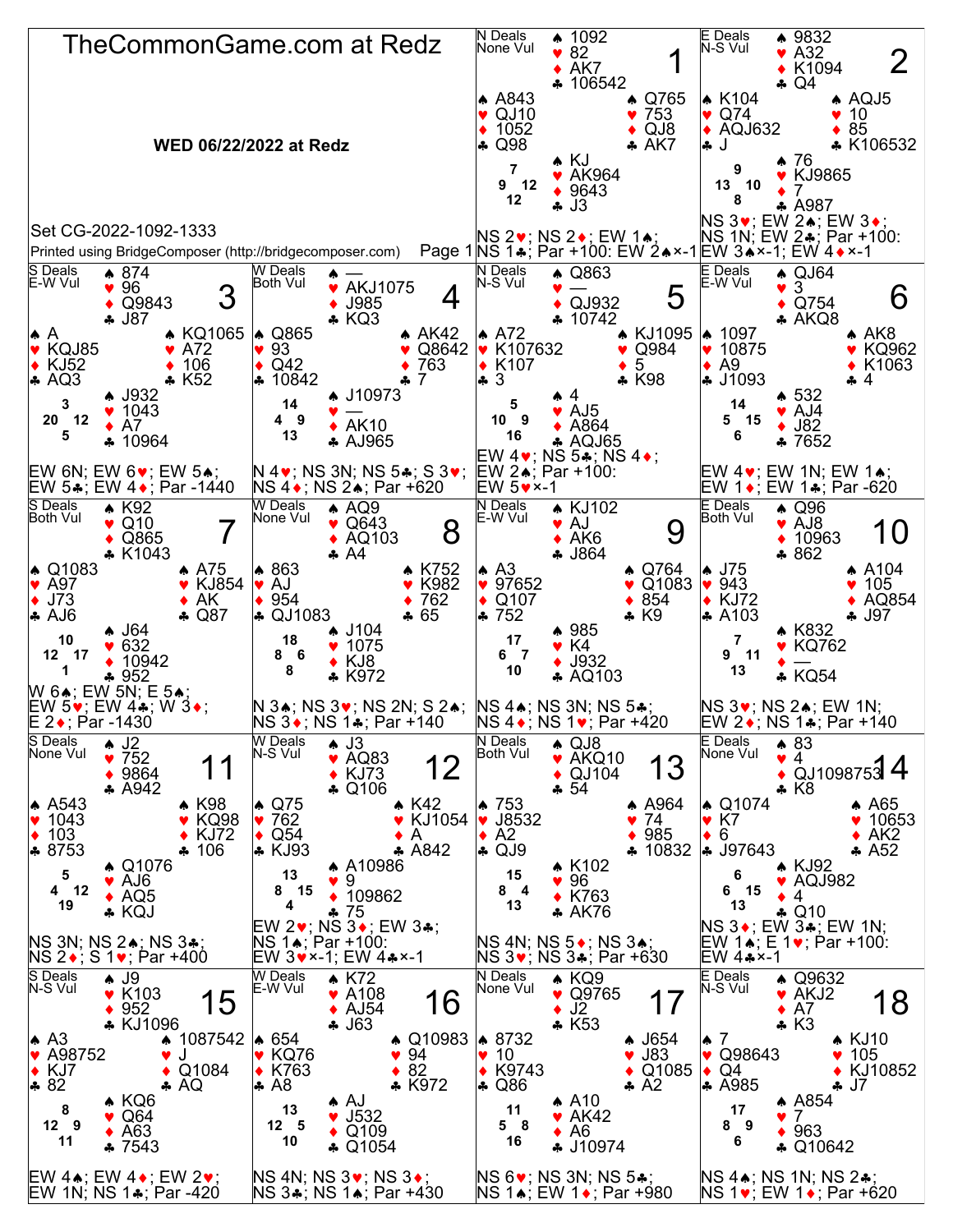# TheCommonGame.com at Redz

**WED 06/22/2022 at Redz**

Set CG-2022-1092-1333

Printed using BridgeComposer (http://bridgecomposer.com)

## Board 1

N Deals, None Vul

| | |
|---|---|
| North | ♠ 1092 ♥ 82 ♦ AK7 ♣ 106542 |
| West | ♠ A843 ♥ QJ10 ♦ 1052 ♣ Q98 |
| East | ♠ Q765 ♥ 753 ♦ QJ8 ♣ AK7 |
| South | ♠ KJ ♥ AK964 ♦ 9643 ♣ J3 |

HCP: N 7, W 9, E 12, S 12

NS 2♥; NS 2♦; EW 1♠; NS 1♣; Par +100: EW 2♠×-1

## Board 2

E Deals, N-S Vul

| | |
|---|---|
| North | ♠ 9832 ♥ A32 ♦ K1094 ♣ Q4 |
| West | ♠ K104 ♥ Q74 ♦ AQJ632 ♣ J |
| East | ♠ AQJ5 ♥ 10 ♦ 85 ♣ K106532 |
| South | ♠ 76 ♥ KJ9865 ♦ 7 ♣ A987 |

HCP: N 9, W 13, E 10, S 8

NS 3♥; EW 2♠; EW 3♦; NS 1N; EW 2♣; Par +100: EW 3♠×-1; EW 4♦×-1

## Board 3

S Deals, E-W Vul

| | |
|---|---|
| North | ♠ 874 ♥ 96 ♦ Q9843 ♣ J87 |
| West | ♠ A ♥ KQJ85 ♦ KJ52 ♣ AQ3 |
| East | ♠ KQ1065 ♥ A72 ♦ 106 ♣ K52 |
| South | ♠ J932 ♥ 1043 ♦ A7 ♣ 10964 |

HCP: N 3, W 20, E 12, S 5

EW 6N; EW 6♥; EW 5♠; EW 5♣; EW 4♦; Par -1440

## Board 4

W Deals, Both Vul

| | |
|---|---|
| North | ♠ — ♥ AKJ1075 ♦ J985 ♣ KQ3 |
| West | ♠ Q865 ♥ 93 ♦ Q42 ♣ 10842 |
| East | ♠ AK42 ♥ Q8642 ♦ 763 ♣ 7 |
| South | ♠ J10973 ♥ — ♦ AK10 ♣ AJ965 |

HCP: N 14, W 4, E 9, S 13

N 4♥; NS 3N; NS 5♣; S 3♥; NS 4♦; NS 2♠; Par +620

## Board 5

N Deals, N-S Vul

| | |
|---|---|
| North | ♠ Q863 ♥ — ♦ QJ932 ♣ 10742 |
| West | ♠ A72 ♥ K107632 ♦ K107 ♣ 3 |
| East | ♠ KJ1095 ♥ Q984 ♦ 5 ♣ K98 |
| South | ♠ 4 ♥ AJ5 ♦ A864 ♣ AQJ65 |

HCP: N 5, W 10, E 9, S 16

EW 4♥; NS 5♣; NS 4♦; EW 2♠; Par +100: EW 5♥×-1

## Board 6

E Deals, E-W Vul

| | |
|---|---|
| North | ♠ QJ64 ♥ 3 ♦ Q754 ♣ AKQ8 |
| West | ♠ 1097 ♥ 10875 ♦ A9 ♣ J1093 |
| East | ♠ AK8 ♥ KQ962 ♦ K1063 ♣ 4 |
| South | ♠ 532 ♥ AJ4 ♦ J82 ♣ 7652 |

HCP: N 14, W 5, E 15, S 6

EW 4♥; EW 1N; EW 1♠; EW 1♦; EW 1♣; Par -620

## Board 7

S Deals, Both Vul

| | |
|---|---|
| North | ♠ K92 ♥ Q10 ♦ Q865 ♣ K1043 |
| West | ♠ Q1083 ♥ A97 ♦ J73 ♣ AJ6 |
| East | ♠ A75 ♥ KJ854 ♦ AK ♣ Q87 |
| South | ♠ J64 ♥ 632 ♦ 10942 ♣ 952 |

HCP: N 10, W 12, E 17, S 1

W 6♠; EW 5N; E 5♠; EW 5♥; EW 4♣; W 3♦; E 2♦; Par -1430

## Board 8

W Deals, None Vul

| | |
|---|---|
| North | ♠ AQ9 ♥ Q643 ♦ AQ103 ♣ A4 |
| West | ♠ 863 ♥ AJ ♦ 954 ♣ QJ1083 |
| East | ♠ K752 ♥ K982 ♦ 762 ♣ 65 |
| South | ♠ J104 ♥ 1075 ♦ KJ8 ♣ K972 |

HCP: N 18, W 8, E 6, S 8

N 3♠; NS 3♥; NS 2N; S 2♠; NS 3♦; NS 1♣; Par +140

## Board 9

N Deals, E-W Vul

| | |
|---|---|
| North | ♠ KJ102 ♥ AJ ♦ AK6 ♣ J864 |
| West | ♠ A3 ♥ 97652 ♦ Q107 ♣ 752 |
| East | ♠ Q764 ♥ Q1083 ♦ 854 ♣ K9 |
| South | ♠ 985 ♥ K4 ♦ J932 ♣ AQ103 |

HCP: N 17, W 6, E 7, S 10

NS 4♠; NS 3N; NS 5♣; NS 4♦; NS 1♥; Par +420

## Board 10

E Deals, Both Vul

| | |
|---|---|
| North | ♠ Q96 ♥ AJ8 ♦ 10963 ♣ 862 |
| West | ♠ J75 ♥ 943 ♦ KJ72 ♣ A103 |
| East | ♠ A104 ♥ 105 ♦ AQ854 ♣ J97 |
| South | ♠ K832 ♥ KQ762 ♦ — ♣ KQ54 |

HCP: N 7, W 9, E 11, S 13

NS 3♥; NS 2♠; EW 1N; EW 2♦; NS 1♣; Par +140

## Board 11

S Deals, None Vul

| | |
|---|---|
| North | ♠ J2 ♥ 752 ♦ 9864 ♣ A942 |
| West | ♠ A543 ♥ 1043 ♦ 103 ♣ 8753 |
| East | ♠ K98 ♥ KQ98 ♦ KJ72 ♣ 106 |
| South | ♠ Q1076 ♥ AJ6 ♦ AQ5 ♣ KQJ |

HCP: N 5, W 4, E 12, S 19

NS 3N; NS 2♠; NS 3♣; NS 2♦; S 1♥; Par +400

## Board 12

W Deals, N-S Vul

| | |
|---|---|
| North | ♠ J3 ♥ AQ83 ♦ KJ73 ♣ Q106 |
| West | ♠ Q75 ♥ 762 ♦ Q54 ♣ KJ93 |
| East | ♠ K42 ♥ KJ1054 ♦ A ♣ A842 |
| South | ♠ A10986 ♥ 9 ♦ 109862 ♣ 75 |

HCP: N 13, W 8, E 15, S 4

EW 2♥; NS 3♦; EW 3♣; NS 1♠; Par +100: EW 3♥×-1; EW 4♣×-1

## Board 13

N Deals, Both Vul

| | |
|---|---|
| North | ♠ QJ8 ♥ AKQ10 ♦ QJ104 ♣ 54 |
| West | ♠ 753 ♥ J8532 ♦ A2 ♣ QJ9 |
| East | ♠ A964 ♥ 74 ♦ 985 ♣ 10832 |
| South | ♠ K102 ♥ 96 ♦ K763 ♣ AK76 |

HCP: N 15, W 8, E 4, S 13

NS 4N; NS 5♦; NS 3♠; NS 3♥; NS 3♣; Par +630

## Board 14

E Deals, None Vul

| | |
|---|---|
| North | ♠ 83 ♥ 4 ♦ QJ1098753 ♣ K8 |
| West | ♠ Q1074 ♥ K7 ♦ 6 ♣ J97643 |
| East | ♠ A65 ♥ 10653 ♦ AK2 ♣ A52 |
| South | ♠ KJ92 ♥ AQJ982 ♦ 4 ♣ Q10 |

HCP: N 6, W 6, E 15, S 13

NS 3♦; EW 3♣; EW 1N; EW 1♠; E 1♥; Par +100: EW 4♣×-1

## Board 15

S Deals, N-S Vul

| | |
|---|---|
| North | ♠ J9 ♥ K103 ♦ 952 ♣ KJ1096 |
| West | ♠ A3 ♥ A98752 ♦ KJ7 ♣ 82 |
| East | ♠ 1087542 ♥ J ♦ Q1084 ♣ AQ |
| South | ♠ KQ6 ♥ Q64 ♦ A63 ♣ 7543 |

HCP: N 8, W 12, E 9, S 11

EW 4♠; EW 4♦; EW 2♥; EW 1N; NS 1♣; Par -420

## Board 16

W Deals, E-W Vul

| | |
|---|---|
| North | ♠ K72 ♥ A108 ♦ AJ54 ♣ J63 |
| West | ♠ 654 ♥ KQ76 ♦ K763 ♣ A8 |
| East | ♠ Q10983 ♥ 94 ♦ 82 ♣ K972 |
| South | ♠ AJ ♥ J532 ♦ Q109 ♣ Q1054 |

HCP: N 13, W 12, E 5, S 10

NS 4N; NS 3♥; NS 3♦; NS 3♣; NS 1♠; Par +430

## Board 17

N Deals, None Vul

| | |
|---|---|
| North | ♠ KQ9 ♥ Q9765 ♦ J2 ♣ K53 |
| West | ♠ 8732 ♥ 10 ♦ K9743 ♣ Q86 |
| East | ♠ J654 ♥ J83 ♦ Q1085 ♣ A2 |
| South | ♠ A10 ♥ AK42 ♦ A6 ♣ J10974 |

HCP: N 11, W 5, E 8, S 16

NS 6♥; NS 3N; NS 5♣; NS 1♠; EW 1♦; Par +980

## Board 18

E Deals, N-S Vul

| | |
|---|---|
| North | ♠ Q9632 ♥ AKJ2 ♦ A7 ♣ K3 |
| West | ♠ 7 ♥ Q98643 ♦ Q4 ♣ A985 |
| East | ♠ KJ10 ♥ 105 ♦ KJ10852 ♣ J7 |
| South | ♠ A854 ♥ 7 ♦ 963 ♣ Q10642 |

HCP: N 17, W 8, E 9, S 6

NS 4♠; NS 1N; NS 2♣; NS 1♥; EW 1♦; Par +620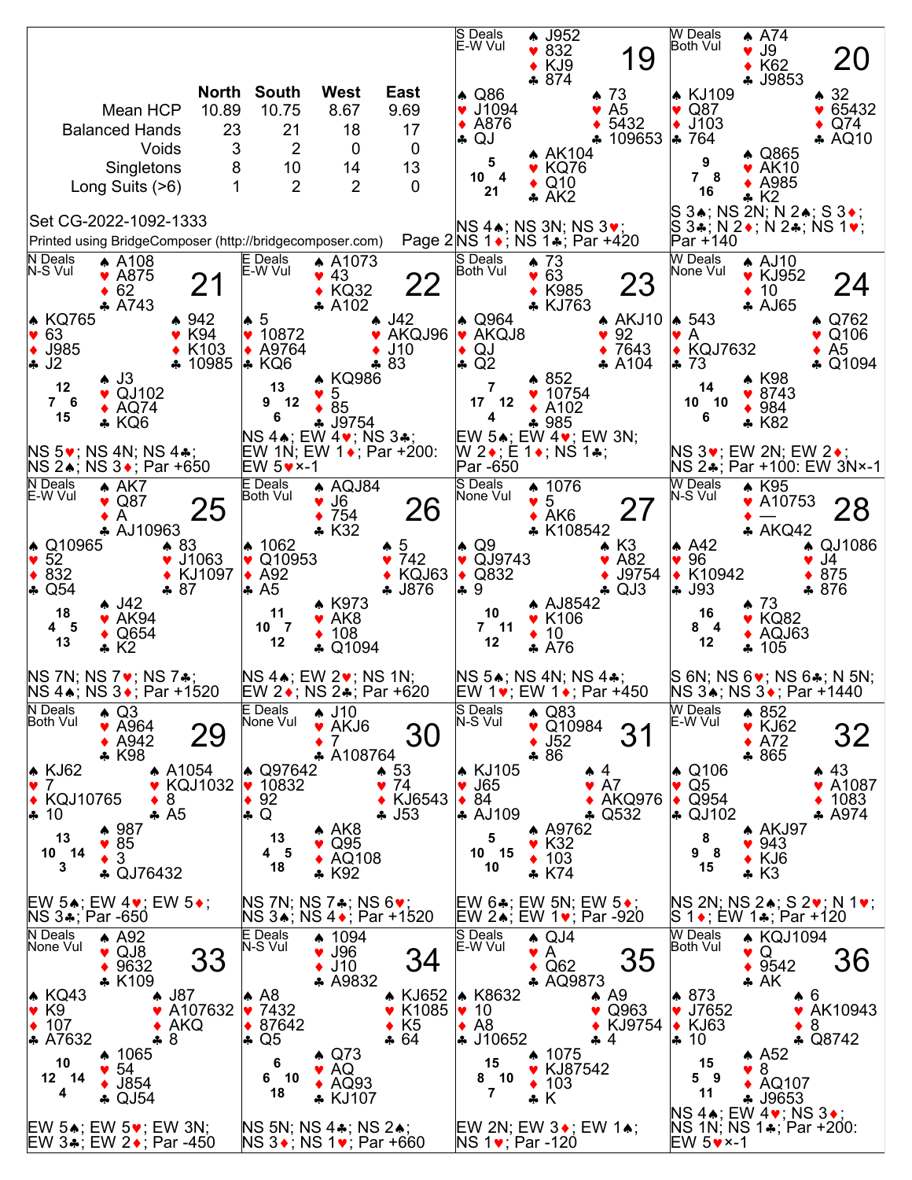| | North | South | West | East |
|---|---|---|---|---|
| Mean HCP | 10.89 | 10.75 | 8.67 | 9.69 |
| Balanced Hands | 23 | 21 | 18 | 17 |
| Voids | 3 | 2 | 0 | 0 |
| Singletons | 8 | 10 | 14 | 13 |
| Long Suits (>6) | 1 | 2 | 2 | 0 |

Set CG-2022-1092-1333

Printed using BridgeComposer (http://bridgecomposer.com)

## Board 19

S Deals, E-W Vul

North: ♠ J952 ♥ 832 ♦ KJ9 ♣ 874

West: ♠ Q86 ♥ J1094 ♦ A876 ♣ QJ

East: ♠ 73 ♥ A5 ♦ 5432 ♣ 109653

South: ♠ AK104 ♥ KQ76 ♦ Q10 ♣ AK2

HCP: N 5, W 10, E 4, S 21

NS 4♠; NS 3N; NS 3♥; NS 1♦; NS 1♣; Par +420

## Board 20

W Deals, Both Vul

North: ♠ A74 ♥ J9 ♦ K62 ♣ J9853

West: ♠ KJ109 ♥ Q87 ♦ J103 ♣ 764

East: ♠ 32 ♥ 65432 ♦ Q74 ♣ AQ10

South: ♠ Q865 ♥ AK10 ♦ A985 ♣ K2

HCP: N 9, W 7, E 8, S 16

S 3♠; NS 2N; N 2♠; S 3♦; S 3♣; N 2♦; N 2♣; NS 1♥; Par +140

## Board 21

N Deals, N-S Vul

North: ♠ A108 ♥ A875 ♦ 62 ♣ A743

West: ♠ KQ765 ♥ 63 ♦ J985 ♣ J2

East: ♠ 942 ♥ K94 ♦ K103 ♣ 10985

South: ♠ J3 ♥ QJ102 ♦ AQ74 ♣ KQ6

HCP: N 12, W 7, E 6, S 15

NS 5♥; NS 4N; NS 4♣; NS 2♠; NS 3♦; Par +650

## Board 22

E Deals, E-W Vul

North: ♠ A1073 ♥ 43 ♦ KQ32 ♣ A102

West: ♠ 5 ♥ 10872 ♦ A9764 ♣ KQ6

East: ♠ J42 ♥ AKQJ96 ♦ J10 ♣ 83

South: ♠ KQ986 ♥ 5 ♦ 85 ♣ J9754

HCP: N 13, W 9, E 12, S 6

NS 4♠; EW 4♥; NS 3♣; EW 1N; EW 1♦; Par +200: EW 5♥×-1

## Board 23

S Deals, Both Vul

North: ♠ 73 ♥ 63 ♦ K985 ♣ KJ763

West: ♠ Q964 ♥ AKQJ8 ♦ QJ ♣ Q2

East: ♠ AKJ10 ♥ 92 ♦ 7643 ♣ A104

South: ♠ 852 ♥ 10754 ♦ A102 ♣ 985

HCP: N 7, W 17, E 12, S 4

EW 5♠; EW 4♥; EW 3N; W 2♦; E 1♦; NS 1♣; Par -650

## Board 24

W Deals, None Vul

North: ♠ AJ10 ♥ KJ952 ♦ 10 ♣ AJ65

West: ♠ 543 ♥ A ♦ KQJ7632 ♣ 73

East: ♠ Q762 ♥ Q106 ♦ A5 ♣ Q1094

South: ♠ K98 ♥ 8743 ♦ 984 ♣ K82

HCP: N 14, W 10, E 10, S 6

NS 3♥; EW 2N; EW 2♦; NS 2♣; Par +100: EW 3N×-1

## Board 25

N Deals, E-W Vul

North: ♠ AK7 ♥ Q87 ♦ A ♣ AJ10963

West: ♠ Q10965 ♥ 52 ♦ 832 ♣ Q54

East: ♠ 83 ♥ J1063 ♦ KJ1097 ♣ 87

South: ♠ J42 ♥ AK94 ♦ Q654 ♣ K2

HCP: N 18, W 4, E 5, S 13

NS 7N; NS 7♥; NS 7♣; NS 4♠; NS 3♦; Par +1520

## Board 26

E Deals, Both Vul

North: ♠ AQJ84 ♥ J6 ♦ 754 ♣ K32

West: ♠ 1062 ♥ Q10953 ♦ A92 ♣ A5

East: ♠ 5 ♥ 742 ♦ KQJ63 ♣ J876

South: ♠ K973 ♥ AK8 ♦ 108 ♣ Q1094

HCP: N 11, W 10, E 7, S 12

NS 4♠; EW 2♥; NS 1N; EW 2♦; NS 2♣; Par +620

## Board 27

S Deals, None Vul

North: ♠ 1076 ♥ 5 ♦ AK6 ♣ K108542

West: ♠ Q9 ♥ QJ9743 ♦ Q832 ♣ 9

East: ♠ K3 ♥ A82 ♦ J9754 ♣ QJ3

South: ♠ AJ8542 ♥ K106 ♦ 10 ♣ A76

HCP: N 10, W 7, E 11, S 12

NS 5♠; NS 4N; NS 4♣; EW 1♥; EW 1♦; Par +450

## Board 28

W Deals, N-S Vul

North: ♠ K95 ♥ A10753 ♦ — ♣ AKQ42

West: ♠ A42 ♥ 96 ♦ K10942 ♣ J93

East: ♠ QJ1086 ♥ J4 ♦ 875 ♣ 876

South: ♠ 73 ♥ KQ82 ♦ AQJ63 ♣ 105

HCP: N 16, W 8, E 4, S 12

S 6N; NS 6♥; NS 6♣; N 5N; NS 3♠; NS 3♦; Par +1440

## Board 29

N Deals, Both Vul

North: ♠ Q3 ♥ A964 ♦ A942 ♣ K98

West: ♠ KJ62 ♥ 7 ♦ KQJ10765 ♣ 10

East: ♠ A1054 ♥ KQJ1032 ♦ 8 ♣ A5

South: ♠ 987 ♥ 85 ♦ 3 ♣ QJ76432

HCP: N 13, W 10, E 14, S 3

EW 5♠; EW 4♥; EW 5♦; NS 3♣; Par -650

## Board 30

E Deals, None Vul

North: ♠ J10 ♥ AKJ6 ♦ 7 ♣ A108764

West: ♠ Q97642 ♥ 10832 ♦ 92 ♣ Q

East: ♠ 53 ♥ 74 ♦ KJ6543 ♣ J53

South: ♠ AK8 ♥ Q95 ♦ AQ108 ♣ K92

HCP: N 13, W 4, E 5, S 18

NS 7N; NS 7♣; NS 6♥; NS 3♠; NS 4♦; Par +1520

## Board 31

S Deals, N-S Vul

North: ♠ Q83 ♥ Q10984 ♦ J52 ♣ 86

West: ♠ KJ105 ♥ J65 ♦ 84 ♣ AJ109

East: ♠ 4 ♥ A7 ♦ AKQ976 ♣ Q532

South: ♠ A9762 ♥ K32 ♦ 103 ♣ K74

HCP: N 5, W 10, E 15, S 10

EW 6♣; EW 5N; EW 5♦; EW 2♠; EW 1♥; Par -920

## Board 32

W Deals, E-W Vul

North: ♠ 852 ♥ KJ62 ♦ A72 ♣ 865

West: ♠ Q106 ♥ Q5 ♦ Q954 ♣ QJ102

East: ♠ 43 ♥ A1087 ♦ 1083 ♣ A974

South: ♠ AKJ97 ♥ 943 ♦ KJ6 ♣ K3

HCP: N 8, W 9, E 8, S 15

NS 2N; NS 2♠; S 2♥; N 1♥; S 1♦; EW 1♣; Par +120

## Board 33

N Deals, None Vul

North: ♠ A92 ♥ QJ8 ♦ 9632 ♣ K109

West: ♠ KQ43 ♥ K9 ♦ 107 ♣ A7632

East: ♠ J87 ♥ A107632 ♦ AKQ ♣ 8

South: ♠ 1065 ♥ 54 ♦ J854 ♣ QJ54

HCP: N 10, W 12, E 14, S 4

EW 5♠; EW 5♥; EW 3N; EW 3♣; EW 2♦; Par -450

## Board 34

E Deals, N-S Vul

North: ♠ 1094 ♥ J96 ♦ J10 ♣ A9832

West: ♠ A8 ♥ 7432 ♦ 87642 ♣ Q5

East: ♠ KJ652 ♥ K1085 ♦ K5 ♣ 64

South: ♠ Q73 ♥ AQ ♦ AQ93 ♣ KJ107

HCP: N 6, W 6, E 10, S 18

NS 5N; NS 4♣; NS 2♠; NS 3♦; NS 1♥; Par +660

## Board 35

S Deals, E-W Vul

North: ♠ QJ4 ♥ A ♦ Q62 ♣ AQ9873

West: ♠ K8632 ♥ 10 ♦ A8 ♣ J10652

East: ♠ A9 ♥ Q963 ♦ KJ9754 ♣ 4

South: ♠ 1075 ♥ KJ87542 ♦ 103 ♣ K

HCP: N 15, W 8, E 10, S 7

EW 2N; EW 3♦; EW 1♠; NS 1♥; Par -120

## Board 36

W Deals, Both Vul

North: ♠ KQJ1094 ♥ Q ♦ 9542 ♣ AK

West: ♠ 873 ♥ J7652 ♦ KJ63 ♣ 10

East: ♠ 6 ♥ AK10943 ♦ 8 ♣ Q8742

South: ♠ A52 ♥ 8 ♦ AQ107 ♣ J9653

HCP: N 15, W 5, E 9, S 11

NS 4♠; EW 4♥; NS 3♦; NS 1N; NS 1♣; Par +200: EW 5♥×-1